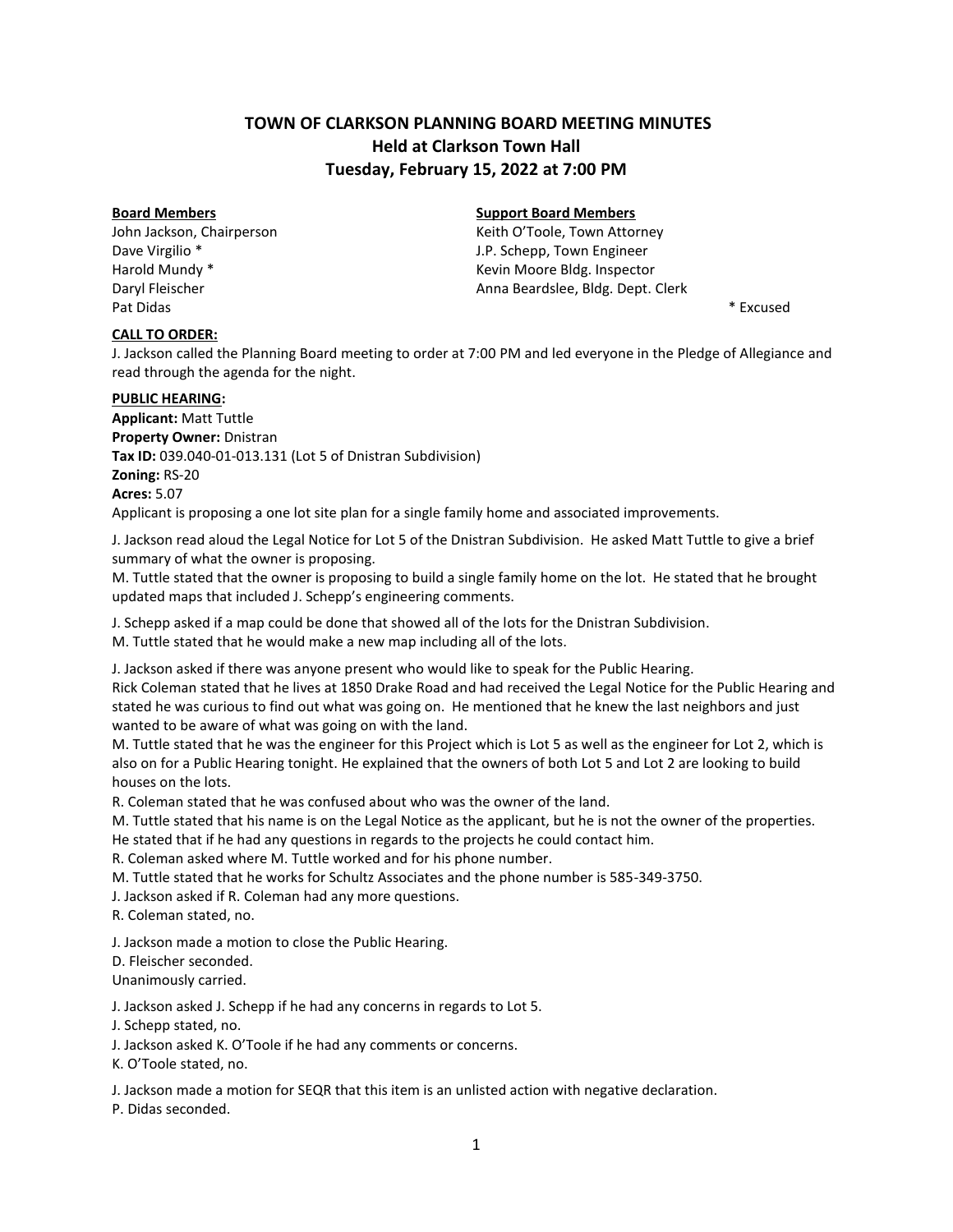# TOWN OF CLARKSON PLANNING BOARD MEETING MINUTES
## Held at Clarkson Town Hall
## Tuesday, February 15, 2022 at 7:00 PM

| **Board Members** | **Support Board Members** |
|---|---|
| John Jackson, Chairperson | Keith O'Toole, Town Attorney |
| Dave Virgilio * | J.P. Schepp, Town Engineer |
| Harold Mundy * | Kevin Moore Bldg. Inspector |
| Daryl Fleischer | Anna Beardslee, Bldg. Dept. Clerk |
| Pat Didas | |

* Excused

**CALL TO ORDER:**

J. Jackson called the Planning Board meeting to order at 7:00 PM and led everyone in the Pledge of Allegiance and read through the agenda for the night.

**PUBLIC HEARING:**

**Applicant:** Matt Tuttle
**Property Owner:** Dnistran
**Tax ID:** 039.040-01-013.131 (Lot 5 of Dnistran Subdivision)
**Zoning:** RS-20
**Acres:** 5.07

Applicant is proposing a one lot site plan for a single family home and associated improvements.

J. Jackson read aloud the Legal Notice for Lot 5 of the Dnistran Subdivision. He asked Matt Tuttle to give a brief summary of what the owner is proposing.
M. Tuttle stated that the owner is proposing to build a single family home on the lot. He stated that he brought updated maps that included J. Schepp's engineering comments.

J. Schepp asked if a map could be done that showed all of the lots for the Dnistran Subdivision.
M. Tuttle stated that he would make a new map including all of the lots.

J. Jackson asked if there was anyone present who would like to speak for the Public Hearing.
Rick Coleman stated that he lives at 1850 Drake Road and had received the Legal Notice for the Public Hearing and stated he was curious to find out what was going on. He mentioned that he knew the last neighbors and just wanted to be aware of what was going on with the land.
M. Tuttle stated that he was the engineer for this Project which is Lot 5 as well as the engineer for Lot 2, which is also on for a Public Hearing tonight. He explained that the owners of both Lot 5 and Lot 2 are looking to build houses on the lots.
R. Coleman stated that he was confused about who was the owner of the land.
M. Tuttle stated that his name is on the Legal Notice as the applicant, but he is not the owner of the properties. He stated that if he had any questions in regards to the projects he could contact him.
R. Coleman asked where M. Tuttle worked and for his phone number.
M. Tuttle stated that he works for Schultz Associates and the phone number is 585-349-3750.
J. Jackson asked if R. Coleman had any more questions.
R. Coleman stated, no.

J. Jackson made a motion to close the Public Hearing.
D. Fleischer seconded.
Unanimously carried.

J. Jackson asked J. Schepp if he had any concerns in regards to Lot 5.
J. Schepp stated, no.
J. Jackson asked K. O'Toole if he had any comments or concerns.
K. O'Toole stated, no.

J. Jackson made a motion for SEQR that this item is an unlisted action with negative declaration.
P. Didas seconded.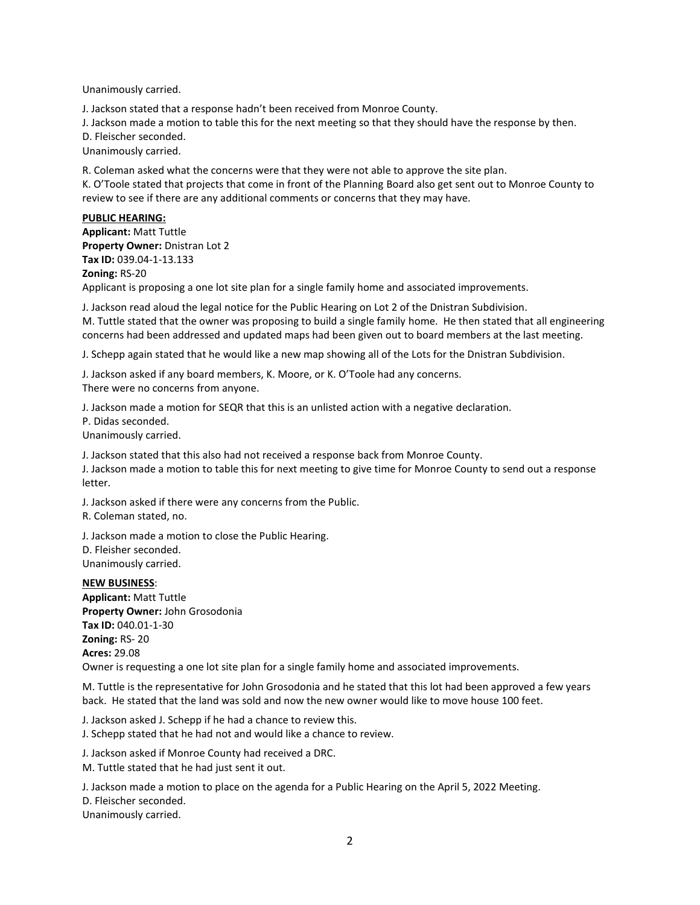Unanimously carried.

J. Jackson stated that a response hadn't been received from Monroe County.
J. Jackson made a motion to table this for the next meeting so that they should have the response by then.
D. Fleischer seconded.
Unanimously carried.

R. Coleman asked what the concerns were that they were not able to approve the site plan.
K. O'Toole stated that projects that come in front of the Planning Board also get sent out to Monroe County to review to see if there are any additional comments or concerns that they may have.

**PUBLIC HEARING:**
**Applicant:** Matt Tuttle
**Property Owner:** Dnistran Lot 2
**Tax ID:** 039.04-1-13.133
**Zoning:** RS-20
Applicant is proposing a one lot site plan for a single family home and associated improvements.

J. Jackson read aloud the legal notice for the Public Hearing on Lot 2 of the Dnistran Subdivision.
M. Tuttle stated that the owner was proposing to build a single family home. He then stated that all engineering concerns had been addressed and updated maps had been given out to board members at the last meeting.

J. Schepp again stated that he would like a new map showing all of the Lots for the Dnistran Subdivision.

J. Jackson asked if any board members, K. Moore, or K. O'Toole had any concerns.
There were no concerns from anyone.

J. Jackson made a motion for SEQR that this is an unlisted action with a negative declaration.
P. Didas seconded.
Unanimously carried.

J. Jackson stated that this also had not received a response back from Monroe County.
J. Jackson made a motion to table this for next meeting to give time for Monroe County to send out a response letter.

J. Jackson asked if there were any concerns from the Public.
R. Coleman stated, no.

J. Jackson made a motion to close the Public Hearing.
D. Fleisher seconded.
Unanimously carried.

**NEW BUSINESS**:
**Applicant:** Matt Tuttle
**Property Owner:** John Grosodonia
**Tax ID:** 040.01-1-30
**Zoning:** RS- 20
**Acres:** 29.08
Owner is requesting a one lot site plan for a single family home and associated improvements.

M. Tuttle is the representative for John Grosodonia and he stated that this lot had been approved a few years back. He stated that the land was sold and now the new owner would like to move house 100 feet.

J. Jackson asked J. Schepp if he had a chance to review this.
J. Schepp stated that he had not and would like a chance to review.

J. Jackson asked if Monroe County had received a DRC.
M. Tuttle stated that he had just sent it out.

J. Jackson made a motion to place on the agenda for a Public Hearing on the April 5, 2022 Meeting.
D. Fleischer seconded.
Unanimously carried.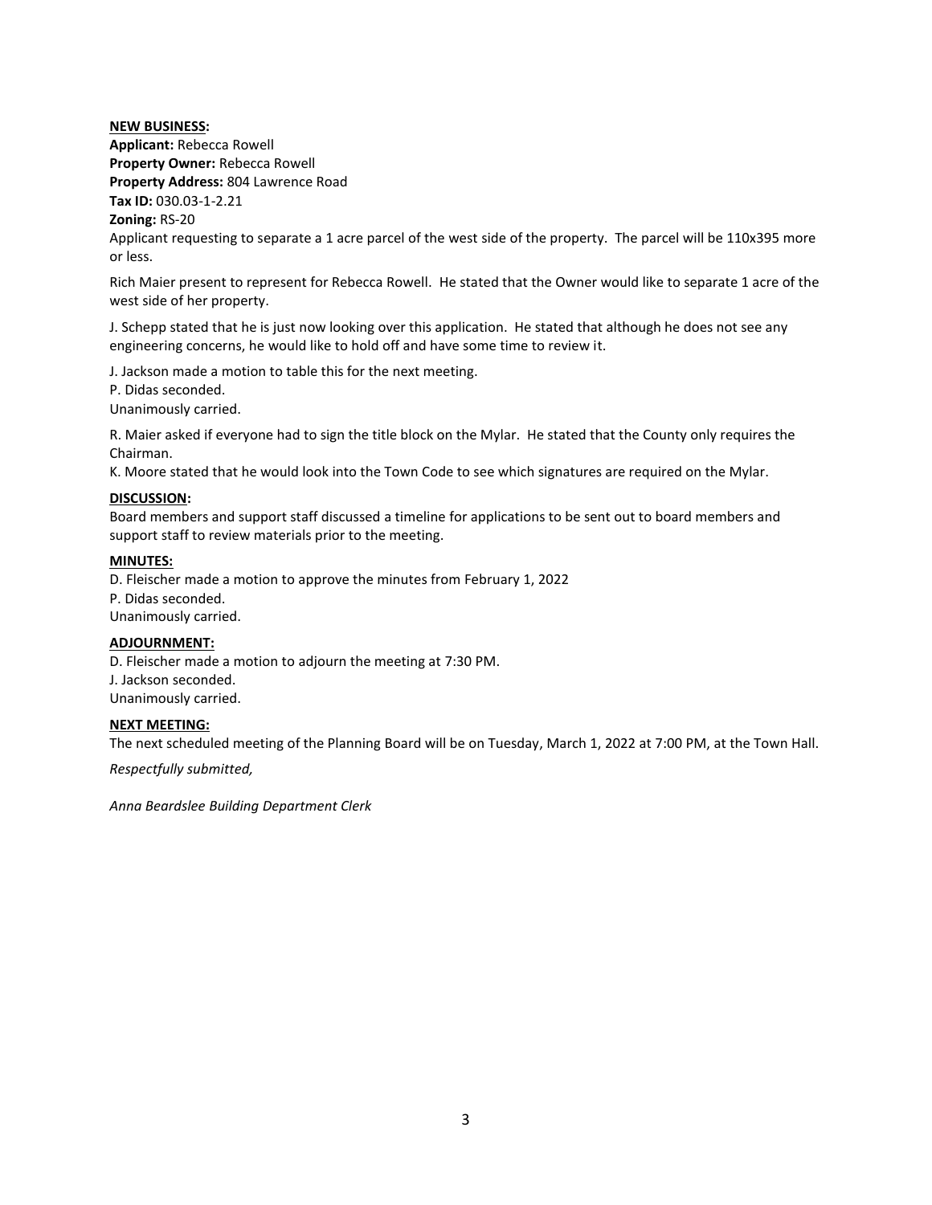**<u>NEW BUSINESS</u>:**
**Applicant:** Rebecca Rowell
**Property Owner:** Rebecca Rowell
**Property Address:** 804 Lawrence Road
**Tax ID:** 030.03-1-2.21
**Zoning:** RS-20
Applicant requesting to separate a 1 acre parcel of the west side of the property. The parcel will be 110x395 more or less.

Rich Maier present to represent for Rebecca Rowell. He stated that the Owner would like to separate 1 acre of the west side of her property.

J. Schepp stated that he is just now looking over this application. He stated that although he does not see any engineering concerns, he would like to hold off and have some time to review it.

J. Jackson made a motion to table this for the next meeting.
P. Didas seconded.
Unanimously carried.

R. Maier asked if everyone had to sign the title block on the Mylar. He stated that the County only requires the Chairman.
K. Moore stated that he would look into the Town Code to see which signatures are required on the Mylar.

**<u>DISCUSSION</u>:**
Board members and support staff discussed a timeline for applications to be sent out to board members and support staff to review materials prior to the meeting.

**<u>MINUTES:</u>**
D. Fleischer made a motion to approve the minutes from February 1, 2022
P. Didas seconded.
Unanimously carried.

**<u>ADJOURNMENT:</u>**
D. Fleischer made a motion to adjourn the meeting at 7:30 PM.
J. Jackson seconded.
Unanimously carried.

**<u>NEXT MEETING:</u>**
The next scheduled meeting of the Planning Board will be on Tuesday, March 1, 2022 at 7:00 PM, at the Town Hall.

*Respectfully submitted,*

*Anna Beardslee Building Department Clerk*